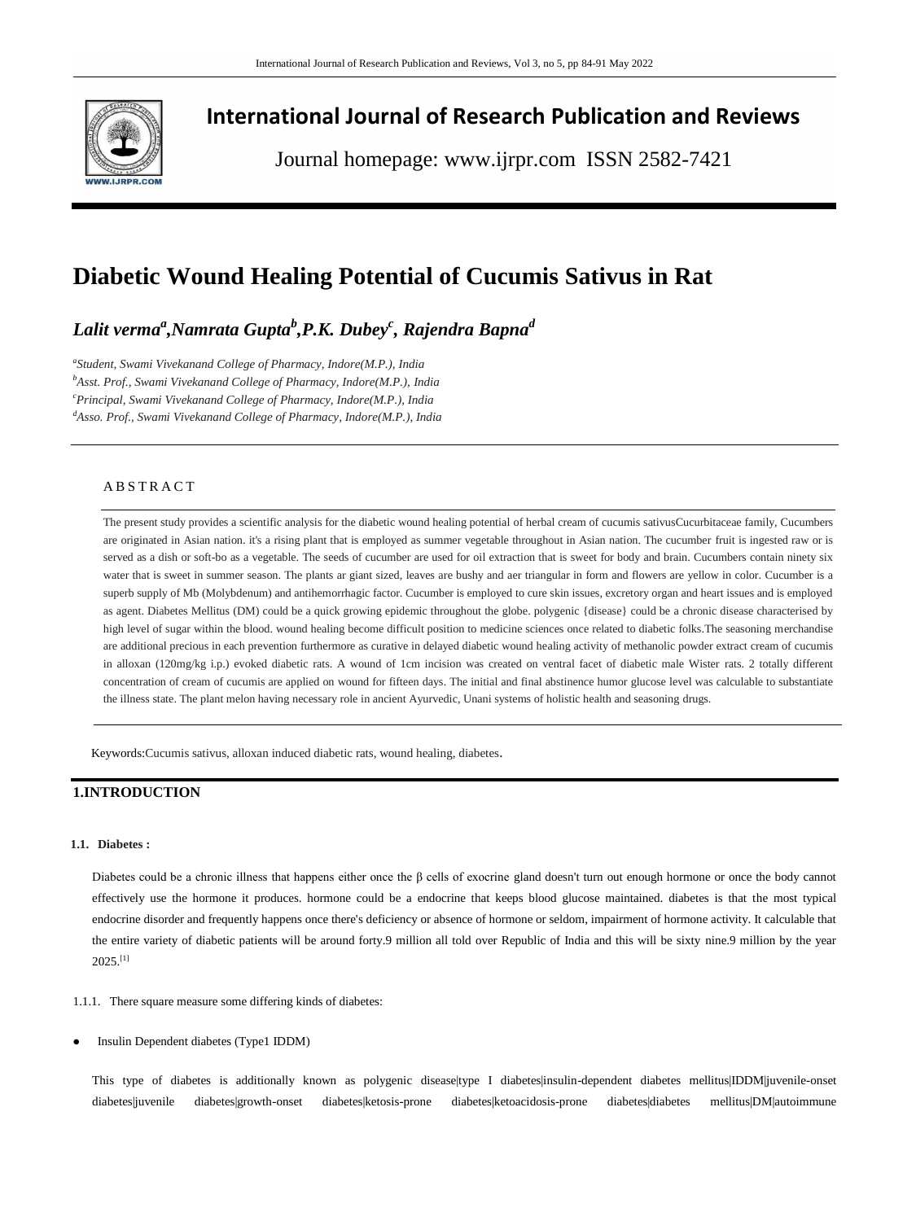# International Journal of Research Publication and Reviews

Journal homepage: www.ijrpr.com ISSN 2582-7421

# Diabetic Wound Healing Potential of Cucumis Sativus in Rat

***Lalit verma[a],Namrata Gupta[b],P.K. Dubey[c], Rajendra Bapna[d]***

*[a]Student, Swami Vivekanand College of Pharmacy, Indore(M.P.), India*
*[b]Asst. Prof., Swami Vivekanand College of Pharmacy, Indore(M.P.), India*
*[c]Principal, Swami Vivekanand College of Pharmacy, Indore(M.P.), India*
*[d]Asso. Prof., Swami Vivekanand College of Pharmacy, Indore(M.P.), India*

## A B S T R A C T

The present study provides a scientific analysis for the diabetic wound healing potential of herbal cream of cucumis sativusCucurbitaceae family, Cucumbers are originated in Asian nation. it's a rising plant that is employed as summer vegetable throughout in Asian nation. The cucumber fruit is ingested raw or is served as a dish or soft-bo as a vegetable. The seeds of cucumber are used for oil extraction that is sweet for body and brain. Cucumbers contain ninety six water that is sweet in summer season. The plants ar giant sized, leaves are bushy and aer triangular in form and flowers are yellow in color. Cucumber is a superb supply of Mb (Molybdenum) and antihemorrhagic factor. Cucumber is employed to cure skin issues, excretory organ and heart issues and is employed as agent. Diabetes Mellitus (DM) could be a quick growing epidemic throughout the globe. polygenic {disease} could be a chronic disease characterised by high level of sugar within the blood. wound healing become difficult position to medicine sciences once related to diabetic folks.The seasoning merchandise are additional precious in each prevention furthermore as curative in delayed diabetic wound healing activity of methanolic powder extract cream of cucumis in alloxan (120mg/kg i.p.) evoked diabetic rats. A wound of 1cm incision was created on ventral facet of diabetic male Wister rats. 2 totally different concentration of cream of cucumis are applied on wound for fifteen days. The initial and final abstinence humor glucose level was calculable to substantiate the illness state. The plant melon having necessary role in ancient Ayurvedic, Unani systems of holistic health and seasoning drugs.

Keywords:Cucumis sativus, alloxan induced diabetic rats, wound healing, diabetes.

## 1.INTRODUCTION

### 1.1. Diabetes :

Diabetes could be a chronic illness that happens either once the β cells of exocrine gland doesn't turn out enough hormone or once the body cannot effectively use the hormone it produces. hormone could be a endocrine that keeps blood glucose maintained. diabetes is that the most typical endocrine disorder and frequently happens once there's deficiency or absence of hormone or seldom, impairment of hormone activity. It calculable that the entire variety of diabetic patients will be around forty.9 million all told over Republic of India and this will be sixty nine.9 million by the year 2025.[1]

1.1.1. There square measure some differing kinds of diabetes:

- Insulin Dependent diabetes (Type1 IDDM)

This type of diabetes is additionally known as polygenic disease|type I diabetes|insulin-dependent diabetes mellitus|IDDM|juvenile-onset diabetes|juvenile diabetes|growth-onset diabetes|ketosis-prone diabetes|ketoacidosis-prone diabetes|diabetes mellitus|DM|autoimmune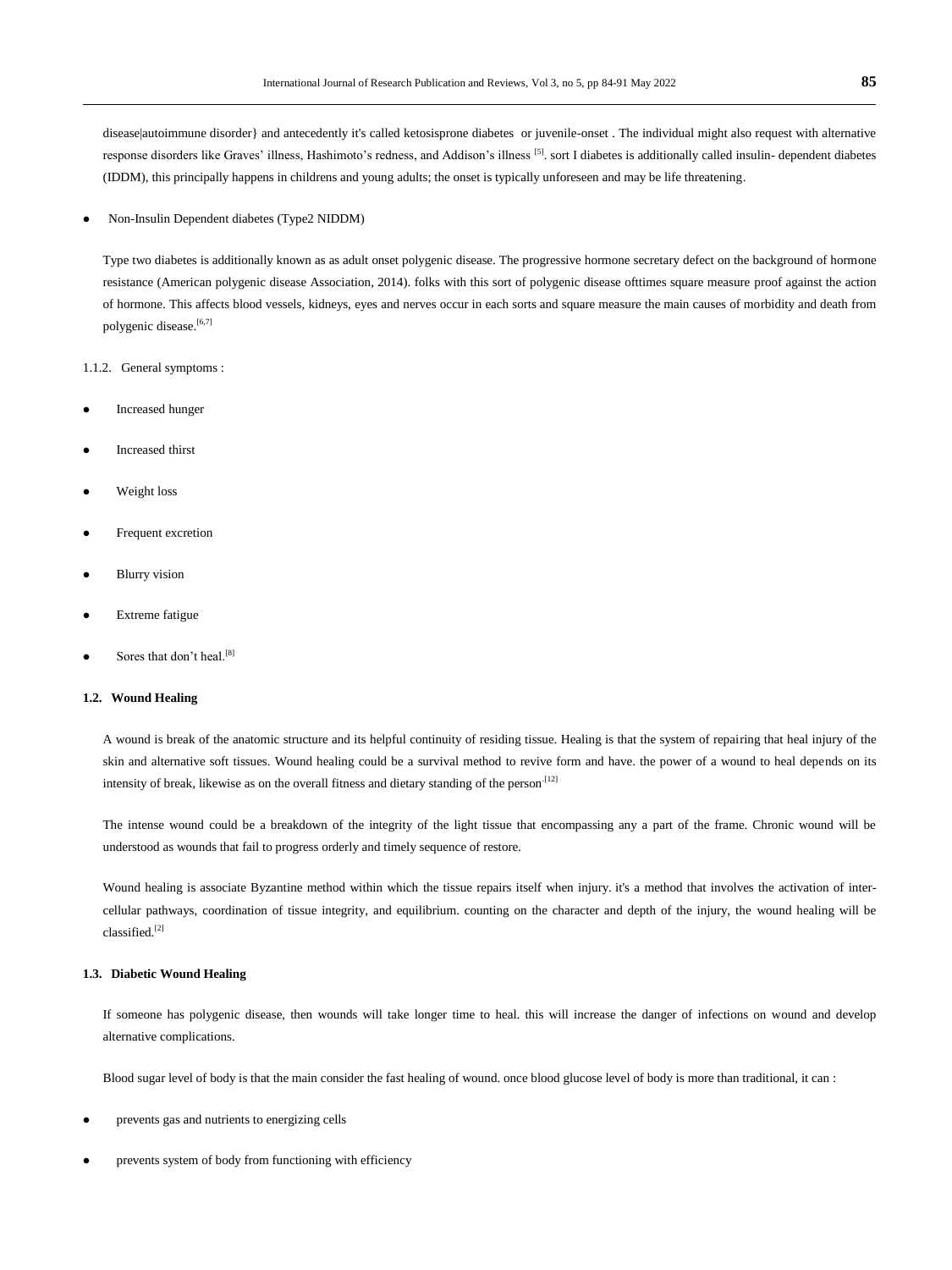disease|autoimmune disorder} and antecedently it's called ketosisprone diabetes or juvenile-onset . The individual might also request with alternative response disorders like Graves' illness, Hashimoto's redness, and Addison's illness [5]. sort I diabetes is additionally called insulin- dependent diabetes (IDDM), this principally happens in childrens and young adults; the onset is typically unforeseen and may be life threatening.

- Non-Insulin Dependent diabetes (Type2 NIDDM)

Type two diabetes is additionally known as as adult onset polygenic disease. The progressive hormone secretary defect on the background of hormone resistance (American polygenic disease Association, 2014). folks with this sort of polygenic disease ofttimes square measure proof against the action of hormone. This affects blood vessels, kidneys, eyes and nerves occur in each sorts and square measure the main causes of morbidity and death from polygenic disease.[6,7]

1.1.2. General symptoms :

- Increased hunger
- Increased thirst
- Weight loss
- Frequent excretion
- Blurry vision
- Extreme fatigue
- Sores that don't heal.[8]

### 1.2. Wound Healing

A wound is break of the anatomic structure and its helpful continuity of residing tissue. Healing is that the system of repairing that heal injury of the skin and alternative soft tissues. Wound healing could be a survival method to revive form and have. the power of a wound to heal depends on its intensity of break, likewise as on the overall fitness and dietary standing of the person.[12]

The intense wound could be a breakdown of the integrity of the light tissue that encompassing any a part of the frame. Chronic wound will be understood as wounds that fail to progress orderly and timely sequence of restore.

Wound healing is associate Byzantine method within which the tissue repairs itself when injury. it's a method that involves the activation of inter-cellular pathways, coordination of tissue integrity, and equilibrium. counting on the character and depth of the injury, the wound healing will be classified.[2]

### 1.3. Diabetic Wound Healing

If someone has polygenic disease, then wounds will take longer time to heal. this will increase the danger of infections on wound and develop alternative complications.

Blood sugar level of body is that the main consider the fast healing of wound. once blood glucose level of body is more than traditional, it can :

- prevents gas and nutrients to energizing cells
- prevents system of body from functioning with efficiency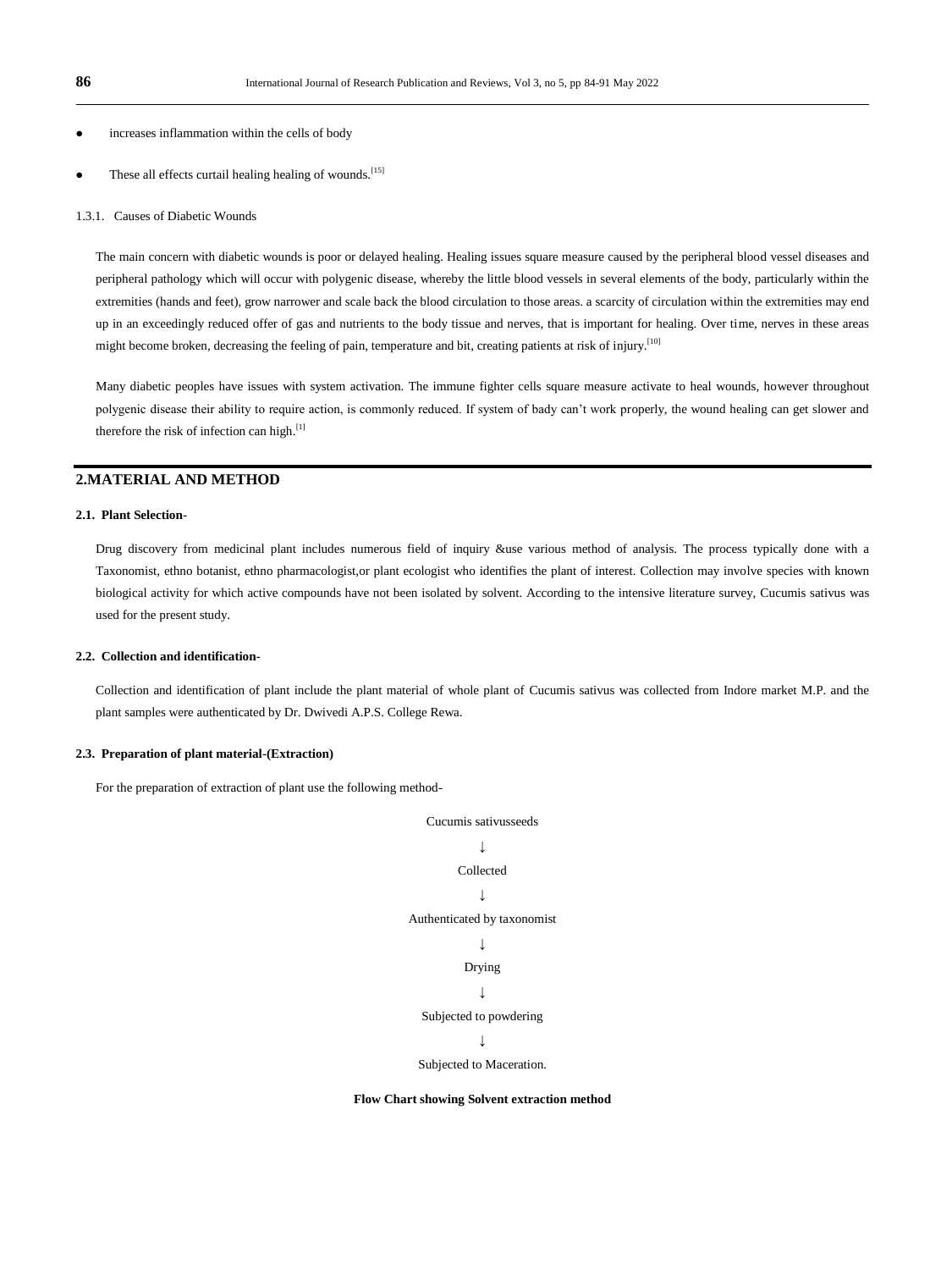- increases inflammation within the cells of body
- These all effects curtail healing healing of wounds.[15]

1.3.1. Causes of Diabetic Wounds

The main concern with diabetic wounds is poor or delayed healing. Healing issues square measure caused by the peripheral blood vessel diseases and peripheral pathology which will occur with polygenic disease, whereby the little blood vessels in several elements of the body, particularly within the extremities (hands and feet), grow narrower and scale back the blood circulation to those areas. a scarcity of circulation within the extremities may end up in an exceedingly reduced offer of gas and nutrients to the body tissue and nerves, that is important for healing. Over time, nerves in these areas might become broken, decreasing the feeling of pain, temperature and bit, creating patients at risk of injury.[10]

Many diabetic peoples have issues with system activation. The immune fighter cells square measure activate to heal wounds, however throughout polygenic disease their ability to require action, is commonly reduced. If system of body can't work properly, the wound healing can get slower and therefore the risk of infection can high.[1]

## 2.MATERIAL AND METHOD

### 2.1. Plant Selection-

Drug discovery from medicinal plant includes numerous field of inquiry &use various method of analysis. The process typically done with a Taxonomist, ethno botanist, ethno pharmacologist,or plant ecologist who identifies the plant of interest. Collection may involve species with known biological activity for which active compounds have not been isolated by solvent. According to the intensive literature survey, Cucumis sativus was used for the present study.

### 2.2. Collection and identification-

Collection and identification of plant include the plant material of whole plant of Cucumis sativus was collected from Indore market M.P. and the plant samples were authenticated by Dr. Dwivedi A.P.S. College Rewa.

### 2.3. Preparation of plant material-(Extraction)

For the preparation of extraction of plant use the following method-

Cucumis sativusseeds

↓

Collected

↓

Authenticated by taxonomist

↓

Drying

↓

Subjected to powdering

↓

Subjected to Maceration.

**Flow Chart showing Solvent extraction method**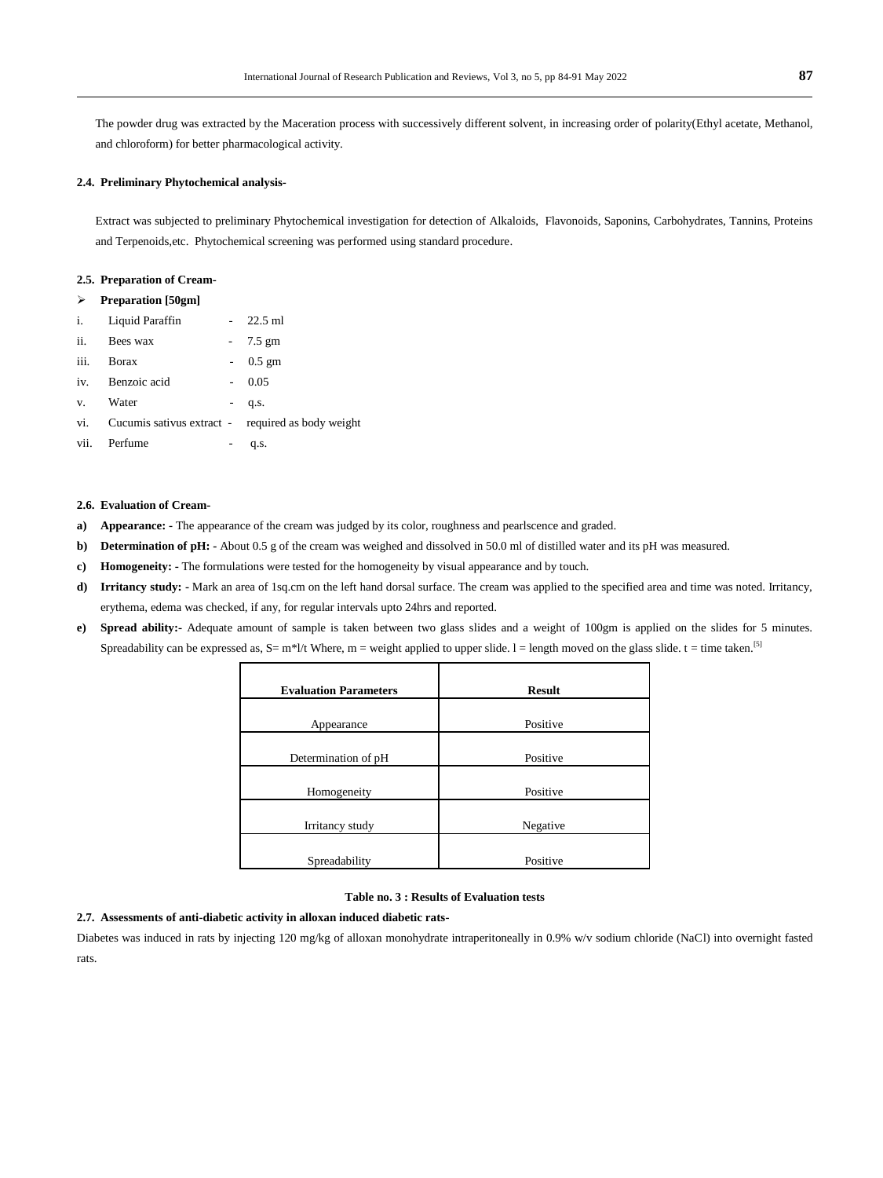The powder drug was extracted by the Maceration process with successively different solvent, in increasing order of polarity(Ethyl acetate, Methanol, and chloroform) for better pharmacological activity.

### 2.4. Preliminary Phytochemical analysis-

Extract was subjected to preliminary Phytochemical investigation for detection of Alkaloids, Flavonoids, Saponins, Carbohydrates, Tannins, Proteins and Terpenoids,etc. Phytochemical screening was performed using standard procedure.

### 2.5. Preparation of Cream-

- **Preparation [50gm]**

i. Liquid Paraffin - 22.5 ml
ii. Bees wax - 7.5 gm
iii. Borax - 0.5 gm
iv. Benzoic acid - 0.05
v. Water - q.s.
vi. Cucumis sativus extract - required as body weight
vii. Perfume - q.s.

### 2.6. Evaluation of Cream-

**a) Appearance: -** The appearance of the cream was judged by its color, roughness and pearlscence and graded.

**b) Determination of pH: -** About 0.5 g of the cream was weighed and dissolved in 50.0 ml of distilled water and its pH was measured.

**c) Homogeneity: -** The formulations were tested for the homogeneity by visual appearance and by touch.

**d) Irritancy study: -** Mark an area of 1sq.cm on the left hand dorsal surface. The cream was applied to the specified area and time was noted. Irritancy, erythema, edema was checked, if any, for regular intervals upto 24hrs and reported.

**e) Spread ability:-** Adequate amount of sample is taken between two glass slides and a weight of 100gm is applied on the slides for 5 minutes. Spreadability can be expressed as, $S = m*l/t$ Where, m = weight applied to upper slide. l = length moved on the glass slide. t = time taken.[5]

| Evaluation Parameters | Result |
|---|---|
| Appearance | Positive |
| Determination of pH | Positive |
| Homogeneity | Positive |
| Irritancy study | Negative |
| Spreadability | Positive |

**Table no. 3 : Results of Evaluation tests**

### 2.7. Assessments of anti-diabetic activity in alloxan induced diabetic rats-

Diabetes was induced in rats by injecting 120 mg/kg of alloxan monohydrate intraperitoneally in 0.9% w/v sodium chloride (NaCl) into overnight fasted rats.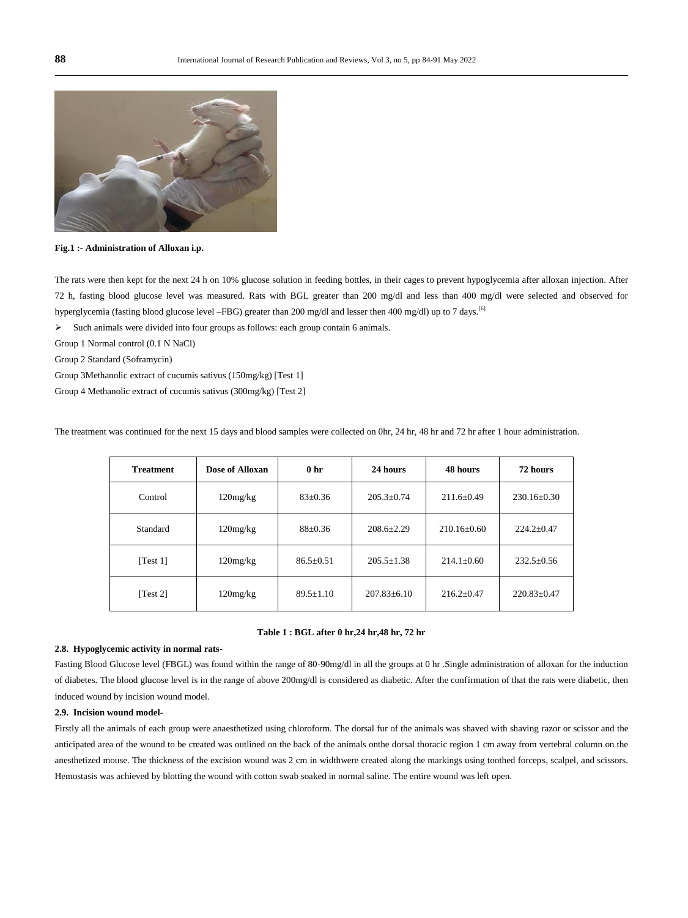**Fig.1 :- Administration of Alloxan i.p.**

The rats were then kept for the next 24 h on 10% glucose solution in feeding bottles, in their cages to prevent hypoglycemia after alloxan injection. After 72 h, fasting blood glucose level was measured. Rats with BGL greater than 200 mg/dl and less than 400 mg/dl were selected and observed for hyperglycemia (fasting blood glucose level –FBG) greater than 200 mg/dl and lesser then 400 mg/dl) up to 7 days.[6]

- Such animals were divided into four groups as follows: each group contain 6 animals.

Group 1 Normal control (0.1 N NaCl)

Group 2 Standard (Soframycin)

Group 3Methanolic extract of cucumis sativus (150mg/kg) [Test 1]

Group 4 Methanolic extract of cucumis sativus (300mg/kg) [Test 2]

The treatment was continued for the next 15 days and blood samples were collected on 0hr, 24 hr, 48 hr and 72 hr after 1 hour administration.

| Treatment | Dose of Alloxan | 0 hr | 24 hours | 48 hours | 72 hours |
|---|---|---|---|---|---|
| Control | 120mg/kg | 83±0.36 | 205.3±0.74 | 211.6±0.49 | 230.16±0.30 |
| Standard | 120mg/kg | 88±0.36 | 208.6±2.29 | 210.16±0.60 | 224.2±0.47 |
| [Test 1] | 120mg/kg | 86.5±0.51 | 205.5±1.38 | 214.1±0.60 | 232.5±0.56 |
| [Test 2] | 120mg/kg | 89.5±1.10 | 207.83±6.10 | 216.2±0.47 | 220.83±0.47 |

**Table 1 : BGL after 0 hr,24 hr,48 hr, 72 hr**

**2.8. Hypoglycemic activity in normal rats-**

Fasting Blood Glucose level (FBGL) was found within the range of 80-90mg/dl in all the groups at 0 hr .Single administration of alloxan for the induction of diabetes. The blood glucose level is in the range of above 200mg/dl is considered as diabetic. After the confirmation of that the rats were diabetic, then induced wound by incision wound model.

**2.9. Incision wound model-**

Firstly all the animals of each group were anaesthetized using chloroform. The dorsal fur of the animals was shaved with shaving razor or scissor and the anticipated area of the wound to be created was outlined on the back of the animals onthe dorsal thoracic region 1 cm away from vertebral column on the anesthetized mouse. The thickness of the excision wound was 2 cm in widthwere created along the markings using toothed forceps, scalpel, and scissors. Hemostasis was achieved by blotting the wound with cotton swab soaked in normal saline. The entire wound was left open.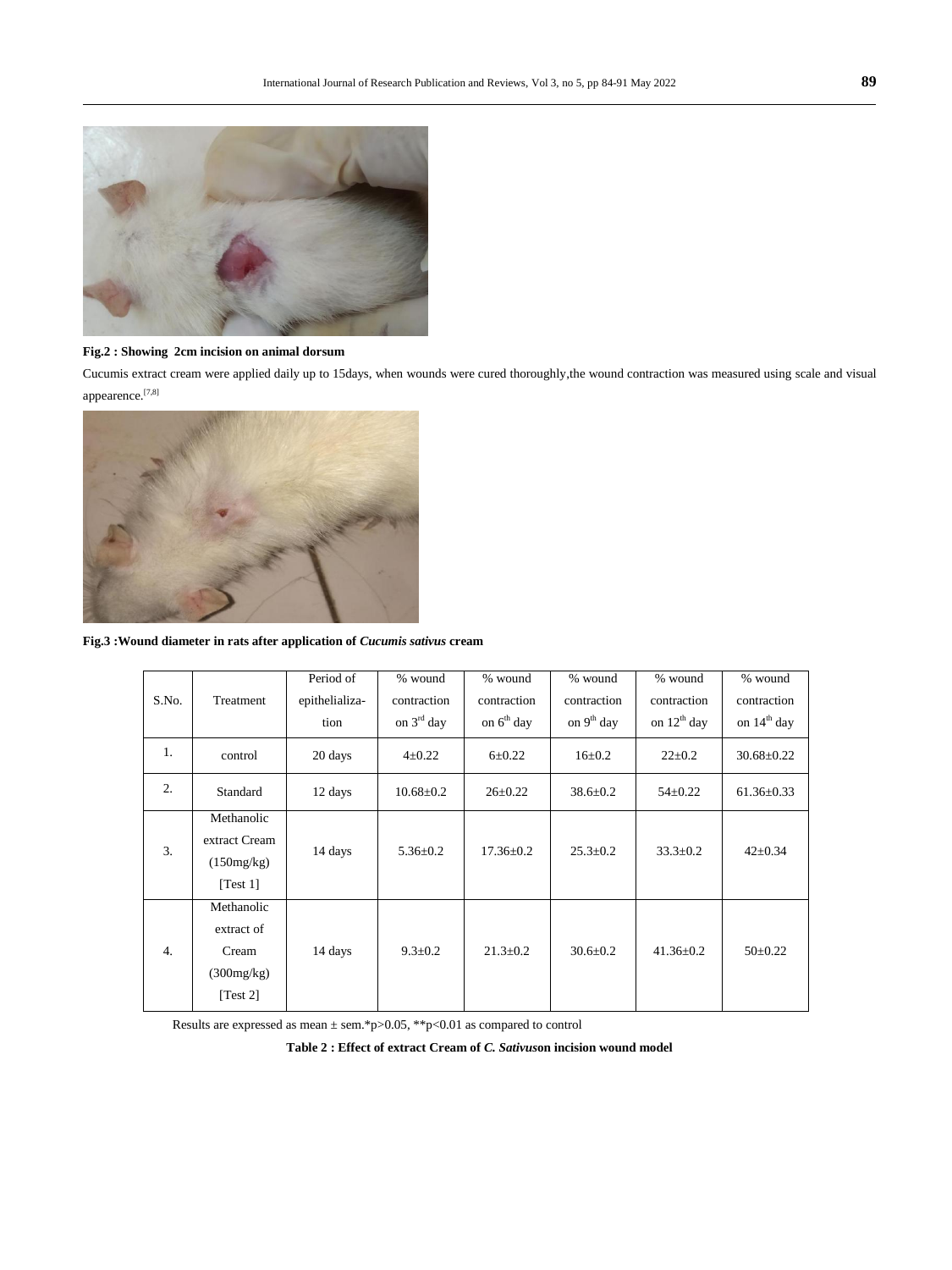**Fig.2 : Showing 2cm incision on animal dorsum**

Cucumis extract cream were applied daily up to 15days, when wounds were cured thoroughly,the wound contraction was measured using scale and visual appearence.[7,8]

**Fig.3 :Wound diameter in rats after application of *Cucumis sativus* cream**

| S.No. | Treatment | Period of epithelialization | % wound contraction on 3rd day | % wound contraction on 6th day | % wound contraction on 9th day | % wound contraction on 12th day | % wound contraction on 14th day |
|---|---|---|---|---|---|---|---|
| 1. | control | 20 days | 4±0.22 | 6±0.22 | 16±0.2 | 22±0.2 | 30.68±0.22 |
| 2. | Standard | 12 days | 10.68±0.2 | 26±0.22 | 38.6±0.2 | 54±0.22 | 61.36±0.33 |
| 3. | Methanolic extract Cream (150mg/kg) [Test 1] | 14 days | 5.36±0.2 | 17.36±0.2 | 25.3±0.2 | 33.3±0.2 | 42±0.34 |
| 4. | Methanolic extract of Cream (300mg/kg) [Test 2] | 14 days | 9.3±0.2 | 21.3±0.2 | 30.6±0.2 | 41.36±0.2 | 50±0.22 |

Results are expressed as mean ± sem.*p>0.05, **p<0.01 as compared to control

**Table 2 : Effect of extract Cream of *C. Sativus*on incision wound model**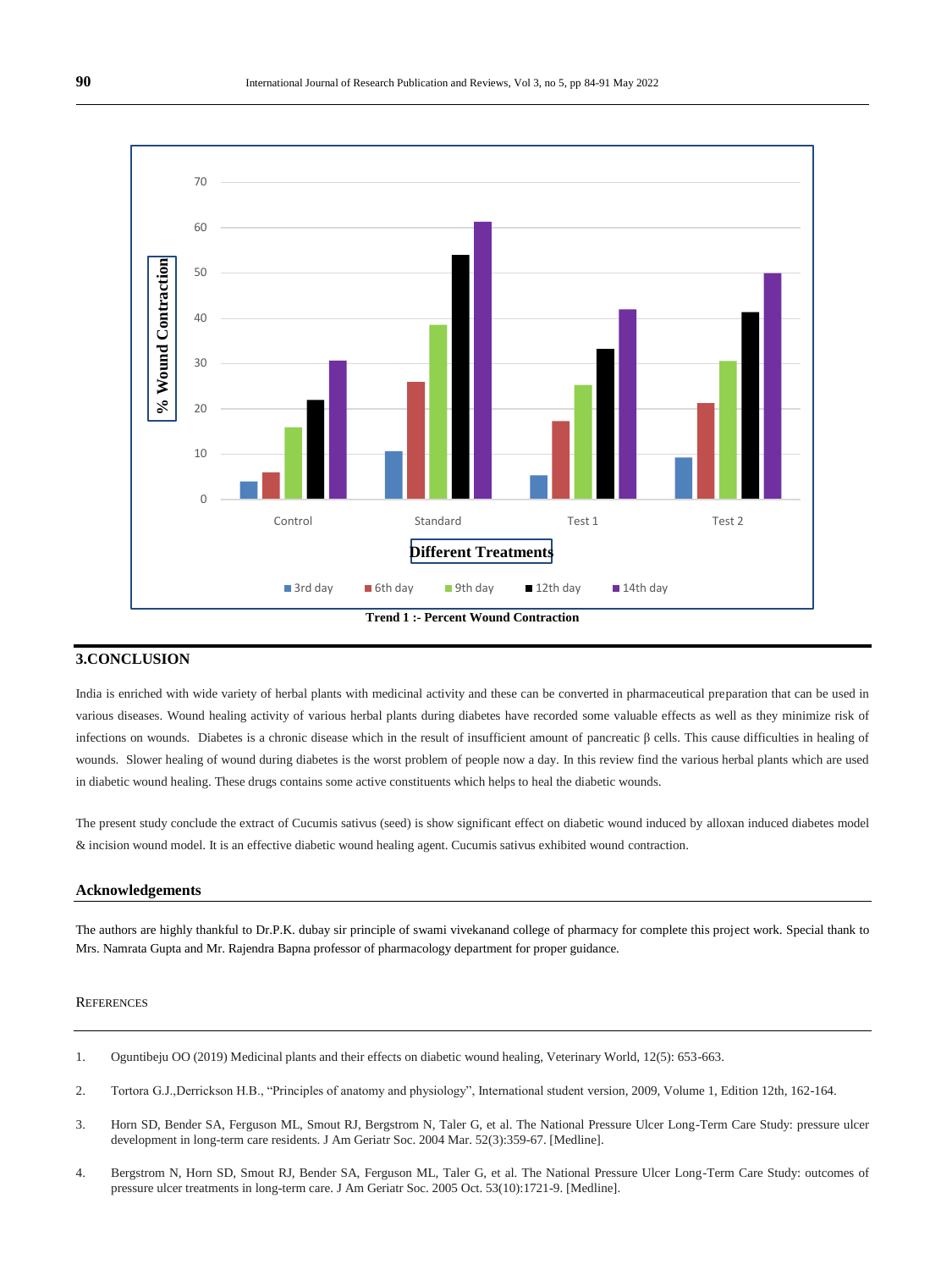Trend 1 :- Percent Wound Contraction

## 3.CONCLUSION

India is enriched with wide variety of herbal plants with medicinal activity and these can be converted in pharmaceutical preparation that can be used in various diseases. Wound healing activity of various herbal plants during diabetes have recorded some valuable effects as well as they minimize risk of infections on wounds. Diabetes is a chronic disease which in the result of insufficient amount of pancreatic β cells. This cause difficulties in healing of wounds. Slower healing of wound during diabetes is the worst problem of people now a day. In this review find the various herbal plants which are used in diabetic wound healing. These drugs contains some active constituents which helps to heal the diabetic wounds.

The present study conclude the extract of Cucumis sativus (seed) is show significant effect on diabetic wound induced by alloxan induced diabetes model & incision wound model. It is an effective diabetic wound healing agent. Cucumis sativus exhibited wound contraction.

## Acknowledgements

The authors are highly thankful to Dr.P.K. dubay sir principle of swami vivekanand college of pharmacy for complete this project work. Special thank to Mrs. Namrata Gupta and Mr. Rajendra Bapna professor of pharmacology department for proper guidance.

## REFERENCES

1. Oguntibeju OO (2019) Medicinal plants and their effects on diabetic wound healing, Veterinary World, 12(5): 653-663.
2. Tortora G.J.,Derrickson H.B., "Principles of anatomy and physiology", International student version, 2009, Volume 1, Edition 12th, 162-164.
3. Horn SD, Bender SA, Ferguson ML, Smout RJ, Bergstrom N, Taler G, et al. The National Pressure Ulcer Long-Term Care Study: pressure ulcer development in long-term care residents. J Am Geriatr Soc. 2004 Mar. 52(3):359-67. [Medline].
4. Bergstrom N, Horn SD, Smout RJ, Bender SA, Ferguson ML, Taler G, et al. The National Pressure Ulcer Long-Term Care Study: outcomes of pressure ulcer treatments in long-term care. J Am Geriatr Soc. 2005 Oct. 53(10):1721-9. [Medline].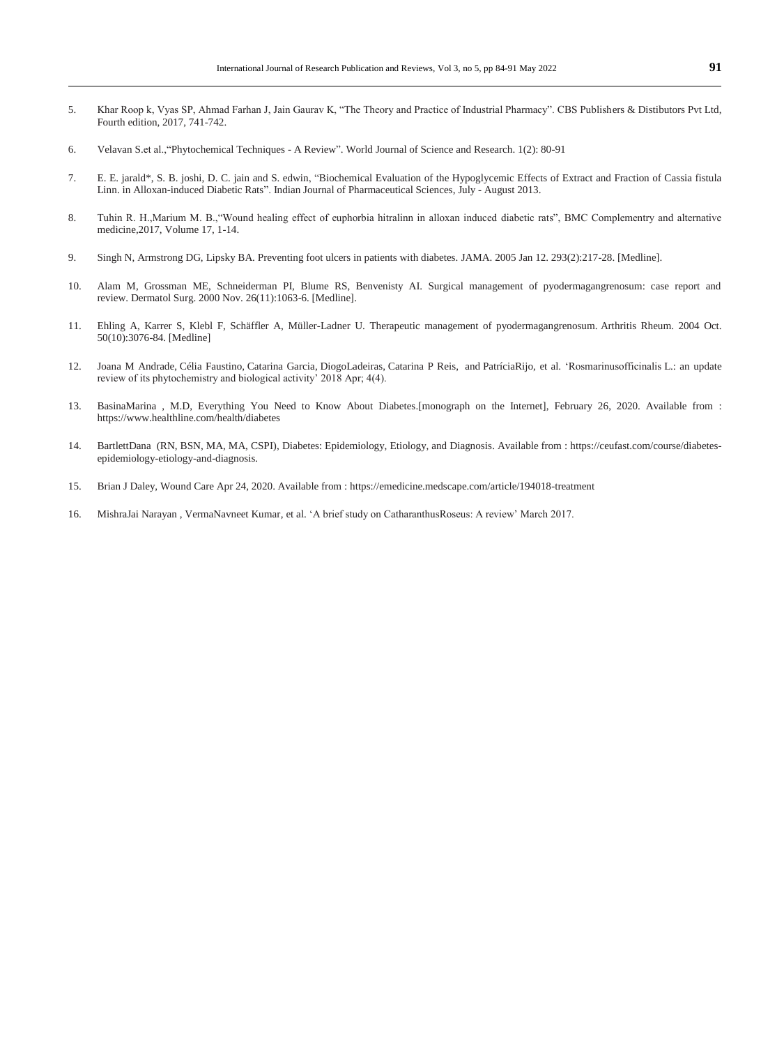5. Khar Roop k, Vyas SP, Ahmad Farhan J, Jain Gaurav K, "The Theory and Practice of Industrial Pharmacy". CBS Publishers & Distibutors Pvt Ltd, Fourth edition, 2017, 741-742.

6. Velavan S.et al.,"Phytochemical Techniques - A Review". World Journal of Science and Research. 1(2): 80-91

7. E. E. jarald*, S. B. joshi, D. C. jain and S. edwin, "Biochemical Evaluation of the Hypoglycemic Effects of Extract and Fraction of Cassia fistula Linn. in Alloxan-induced Diabetic Rats". Indian Journal of Pharmaceutical Sciences, July - August 2013.

8. Tuhin R. H.,Marium M. B.,"Wound healing effect of euphorbia hitralinn in alloxan induced diabetic rats", BMC Complementry and alternative medicine,2017, Volume 17, 1-14.

9. Singh N, Armstrong DG, Lipsky BA. Preventing foot ulcers in patients with diabetes. JAMA. 2005 Jan 12. 293(2):217-28. [Medline].

10. Alam M, Grossman ME, Schneiderman PI, Blume RS, Benvenisty AI. Surgical management of pyodermagangrenosum: case report and review. Dermatol Surg. 2000 Nov. 26(11):1063-6. [Medline].

11. Ehling A, Karrer S, Klebl F, Schäffler A, Müller-Ladner U. Therapeutic management of pyodermagangrenosum. Arthritis Rheum. 2004 Oct. 50(10):3076-84. [Medline]

12. Joana M Andrade, Célia Faustino, Catarina Garcia, DiogoLadeiras, Catarina P Reis, and PatríciaRijo, et al. 'Rosmarinusofficinalis L.: an update review of its phytochemistry and biological activity' 2018 Apr; 4(4).

13. BasinaMarina , M.D, Everything You Need to Know About Diabetes.[monograph on the Internet], February 26, 2020. Available from : https://www.healthline.com/health/diabetes

14. BartlettDana (RN, BSN, MA, MA, CSPI), Diabetes: Epidemiology, Etiology, and Diagnosis. Available from : https://ceufast.com/course/diabetes-epidemiology-etiology-and-diagnosis.

15. Brian J Daley, Wound Care Apr 24, 2020. Available from : https://emedicine.medscape.com/article/194018-treatment

16. MishraJai Narayan , VermaNavneet Kumar, et al. 'A brief study on CatharanthusRoseus: A review' March 2017.